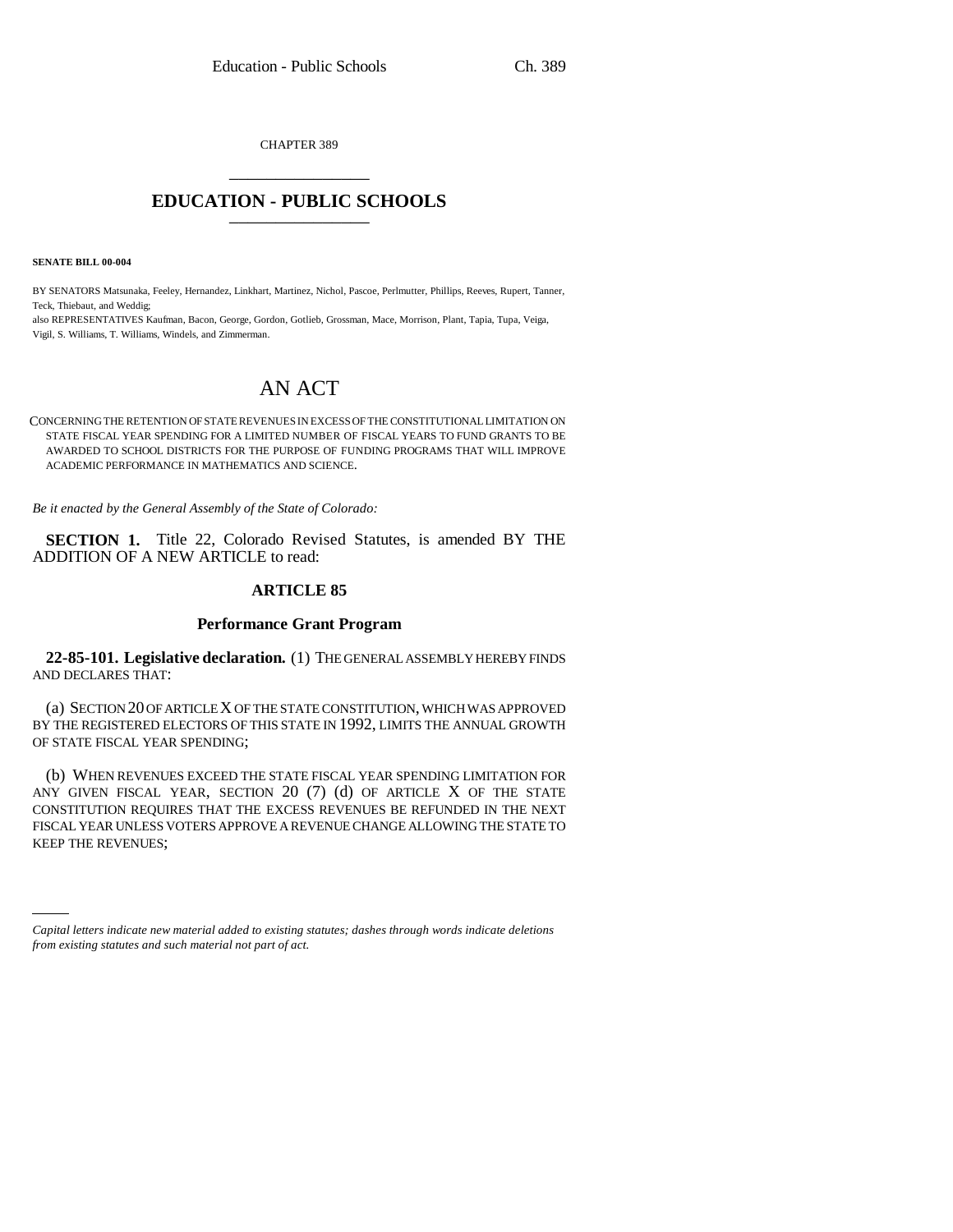CHAPTER 389

# EDUCATION - PUBLIC SCHOOLS

**SENATE BILL 00-004**

BY SENATORS Matsunaka, Feeley, Hernandez, Linkhart, Martinez, Nichol, Pascoe, Perlmutter, Phillips, Reeves, Rupert, Tanner, Teck, Thiebaut, and Weddig;
also REPRESENTATIVES Kaufman, Bacon, George, Gordon, Gotlieb, Grossman, Mace, Morrison, Plant, Tapia, Tupa, Veiga, Vigil, S. Williams, T. Williams, Windels, and Zimmerman.

# AN ACT

CONCERNING THE RETENTION OF STATE REVENUES IN EXCESS OF THE CONSTITUTIONAL LIMITATION ON STATE FISCAL YEAR SPENDING FOR A LIMITED NUMBER OF FISCAL YEARS TO FUND GRANTS TO BE AWARDED TO SCHOOL DISTRICTS FOR THE PURPOSE OF FUNDING PROGRAMS THAT WILL IMPROVE ACADEMIC PERFORMANCE IN MATHEMATICS AND SCIENCE.

*Be it enacted by the General Assembly of the State of Colorado:*

**SECTION 1.** Title 22, Colorado Revised Statutes, is amended BY THE ADDITION OF A NEW ARTICLE to read:

## ARTICLE 85

## Performance Grant Program

**22-85-101. Legislative declaration.** (1) THE GENERAL ASSEMBLY HEREBY FINDS AND DECLARES THAT:

(a) SECTION 20 OF ARTICLE X OF THE STATE CONSTITUTION, WHICH WAS APPROVED BY THE REGISTERED ELECTORS OF THIS STATE IN 1992, LIMITS THE ANNUAL GROWTH OF STATE FISCAL YEAR SPENDING;

(b) WHEN REVENUES EXCEED THE STATE FISCAL YEAR SPENDING LIMITATION FOR ANY GIVEN FISCAL YEAR, SECTION 20 (7) (d) OF ARTICLE X OF THE STATE CONSTITUTION REQUIRES THAT THE EXCESS REVENUES BE REFUNDED IN THE NEXT FISCAL YEAR UNLESS VOTERS APPROVE A REVENUE CHANGE ALLOWING THE STATE TO KEEP THE REVENUES;

*Capital letters indicate new material added to existing statutes; dashes through words indicate deletions from existing statutes and such material not part of act.*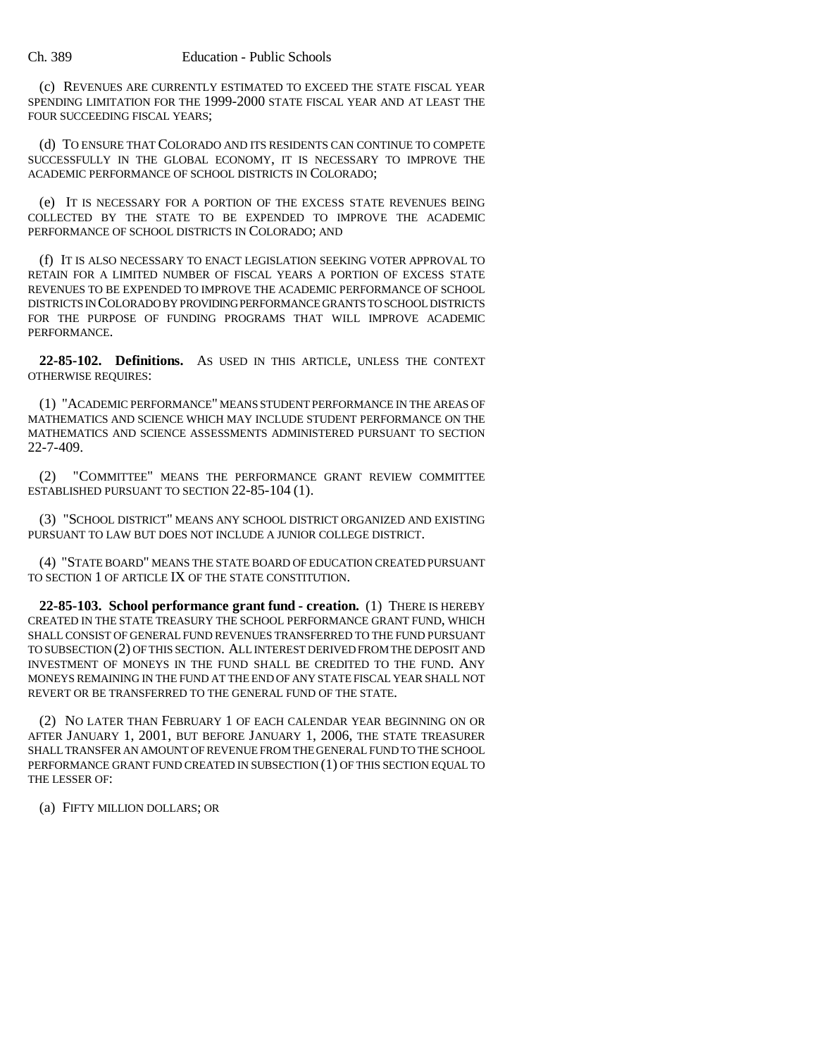(c) REVENUES ARE CURRENTLY ESTIMATED TO EXCEED THE STATE FISCAL YEAR SPENDING LIMITATION FOR THE 1999-2000 STATE FISCAL YEAR AND AT LEAST THE FOUR SUCCEEDING FISCAL YEARS;

(d) TO ENSURE THAT COLORADO AND ITS RESIDENTS CAN CONTINUE TO COMPETE SUCCESSFULLY IN THE GLOBAL ECONOMY, IT IS NECESSARY TO IMPROVE THE ACADEMIC PERFORMANCE OF SCHOOL DISTRICTS IN COLORADO;

(e) IT IS NECESSARY FOR A PORTION OF THE EXCESS STATE REVENUES BEING COLLECTED BY THE STATE TO BE EXPENDED TO IMPROVE THE ACADEMIC PERFORMANCE OF SCHOOL DISTRICTS IN COLORADO; AND

(f) IT IS ALSO NECESSARY TO ENACT LEGISLATION SEEKING VOTER APPROVAL TO RETAIN FOR A LIMITED NUMBER OF FISCAL YEARS A PORTION OF EXCESS STATE REVENUES TO BE EXPENDED TO IMPROVE THE ACADEMIC PERFORMANCE OF SCHOOL DISTRICTS IN COLORADO BY PROVIDING PERFORMANCE GRANTS TO SCHOOL DISTRICTS FOR THE PURPOSE OF FUNDING PROGRAMS THAT WILL IMPROVE ACADEMIC PERFORMANCE.

**22-85-102. Definitions.** AS USED IN THIS ARTICLE, UNLESS THE CONTEXT OTHERWISE REQUIRES:

(1) "ACADEMIC PERFORMANCE" MEANS STUDENT PERFORMANCE IN THE AREAS OF MATHEMATICS AND SCIENCE WHICH MAY INCLUDE STUDENT PERFORMANCE ON THE MATHEMATICS AND SCIENCE ASSESSMENTS ADMINISTERED PURSUANT TO SECTION 22-7-409.

(2) "COMMITTEE" MEANS THE PERFORMANCE GRANT REVIEW COMMITTEE ESTABLISHED PURSUANT TO SECTION 22-85-104 (1).

(3) "SCHOOL DISTRICT" MEANS ANY SCHOOL DISTRICT ORGANIZED AND EXISTING PURSUANT TO LAW BUT DOES NOT INCLUDE A JUNIOR COLLEGE DISTRICT.

(4) "STATE BOARD" MEANS THE STATE BOARD OF EDUCATION CREATED PURSUANT TO SECTION 1 OF ARTICLE IX OF THE STATE CONSTITUTION.

**22-85-103. School performance grant fund - creation.** (1) THERE IS HEREBY CREATED IN THE STATE TREASURY THE SCHOOL PERFORMANCE GRANT FUND, WHICH SHALL CONSIST OF GENERAL FUND REVENUES TRANSFERRED TO THE FUND PURSUANT TO SUBSECTION (2) OF THIS SECTION. ALL INTEREST DERIVED FROM THE DEPOSIT AND INVESTMENT OF MONEYS IN THE FUND SHALL BE CREDITED TO THE FUND. ANY MONEYS REMAINING IN THE FUND AT THE END OF ANY STATE FISCAL YEAR SHALL NOT REVERT OR BE TRANSFERRED TO THE GENERAL FUND OF THE STATE.

(2) NO LATER THAN FEBRUARY 1 OF EACH CALENDAR YEAR BEGINNING ON OR AFTER JANUARY 1, 2001, BUT BEFORE JANUARY 1, 2006, THE STATE TREASURER SHALL TRANSFER AN AMOUNT OF REVENUE FROM THE GENERAL FUND TO THE SCHOOL PERFORMANCE GRANT FUND CREATED IN SUBSECTION (1) OF THIS SECTION EQUAL TO THE LESSER OF:

(a) FIFTY MILLION DOLLARS; OR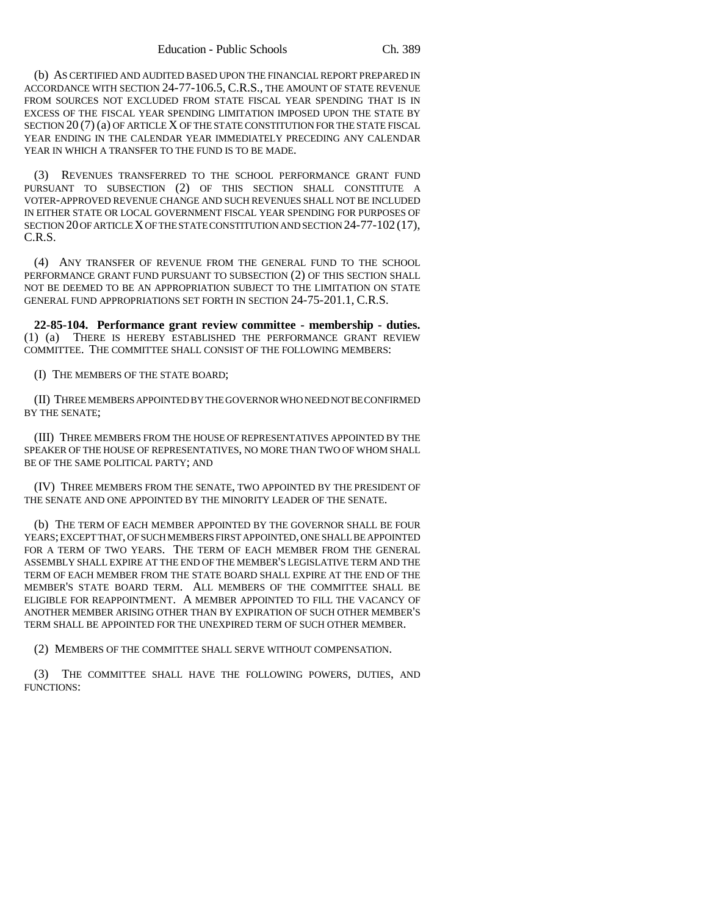(b) AS CERTIFIED AND AUDITED BASED UPON THE FINANCIAL REPORT PREPARED IN ACCORDANCE WITH SECTION 24-77-106.5, C.R.S., THE AMOUNT OF STATE REVENUE FROM SOURCES NOT EXCLUDED FROM STATE FISCAL YEAR SPENDING THAT IS IN EXCESS OF THE FISCAL YEAR SPENDING LIMITATION IMPOSED UPON THE STATE BY SECTION 20 (7) (a) OF ARTICLE X OF THE STATE CONSTITUTION FOR THE STATE FISCAL YEAR ENDING IN THE CALENDAR YEAR IMMEDIATELY PRECEDING ANY CALENDAR YEAR IN WHICH A TRANSFER TO THE FUND IS TO BE MADE.

(3) REVENUES TRANSFERRED TO THE SCHOOL PERFORMANCE GRANT FUND PURSUANT TO SUBSECTION (2) OF THIS SECTION SHALL CONSTITUTE A VOTER-APPROVED REVENUE CHANGE AND SUCH REVENUES SHALL NOT BE INCLUDED IN EITHER STATE OR LOCAL GOVERNMENT FISCAL YEAR SPENDING FOR PURPOSES OF SECTION 20 OF ARTICLE X OF THE STATE CONSTITUTION AND SECTION 24-77-102 (17), C.R.S.

(4) ANY TRANSFER OF REVENUE FROM THE GENERAL FUND TO THE SCHOOL PERFORMANCE GRANT FUND PURSUANT TO SUBSECTION (2) OF THIS SECTION SHALL NOT BE DEEMED TO BE AN APPROPRIATION SUBJECT TO THE LIMITATION ON STATE GENERAL FUND APPROPRIATIONS SET FORTH IN SECTION 24-75-201.1, C.R.S.

**22-85-104. Performance grant review committee - membership - duties.** (1) (a) THERE IS HEREBY ESTABLISHED THE PERFORMANCE GRANT REVIEW COMMITTEE. THE COMMITTEE SHALL CONSIST OF THE FOLLOWING MEMBERS:

(I) THE MEMBERS OF THE STATE BOARD;

(II) THREE MEMBERS APPOINTED BY THE GOVERNOR WHO NEED NOT BE CONFIRMED BY THE SENATE;

(III) THREE MEMBERS FROM THE HOUSE OF REPRESENTATIVES APPOINTED BY THE SPEAKER OF THE HOUSE OF REPRESENTATIVES, NO MORE THAN TWO OF WHOM SHALL BE OF THE SAME POLITICAL PARTY; AND

(IV) THREE MEMBERS FROM THE SENATE, TWO APPOINTED BY THE PRESIDENT OF THE SENATE AND ONE APPOINTED BY THE MINORITY LEADER OF THE SENATE.

(b) THE TERM OF EACH MEMBER APPOINTED BY THE GOVERNOR SHALL BE FOUR YEARS; EXCEPT THAT, OF SUCH MEMBERS FIRST APPOINTED, ONE SHALL BE APPOINTED FOR A TERM OF TWO YEARS. THE TERM OF EACH MEMBER FROM THE GENERAL ASSEMBLY SHALL EXPIRE AT THE END OF THE MEMBER'S LEGISLATIVE TERM AND THE TERM OF EACH MEMBER FROM THE STATE BOARD SHALL EXPIRE AT THE END OF THE MEMBER'S STATE BOARD TERM. ALL MEMBERS OF THE COMMITTEE SHALL BE ELIGIBLE FOR REAPPOINTMENT. A MEMBER APPOINTED TO FILL THE VACANCY OF ANOTHER MEMBER ARISING OTHER THAN BY EXPIRATION OF SUCH OTHER MEMBER'S TERM SHALL BE APPOINTED FOR THE UNEXPIRED TERM OF SUCH OTHER MEMBER.

(2) MEMBERS OF THE COMMITTEE SHALL SERVE WITHOUT COMPENSATION.

(3) THE COMMITTEE SHALL HAVE THE FOLLOWING POWERS, DUTIES, AND FUNCTIONS: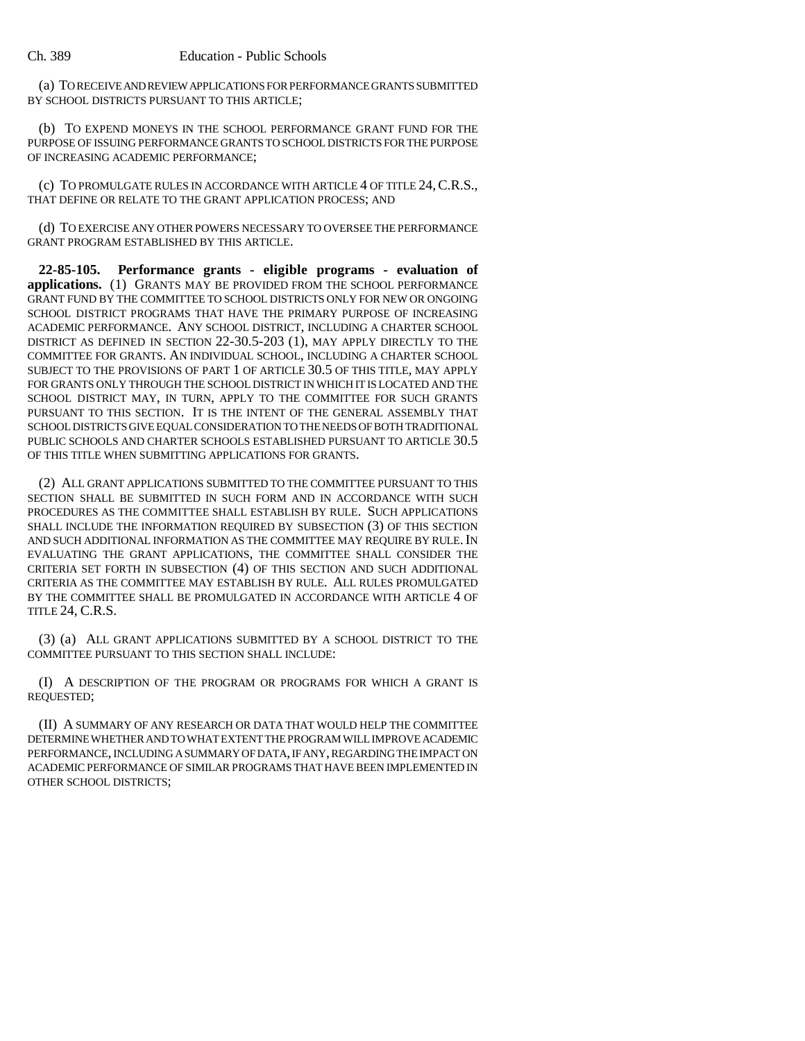(a) TO RECEIVE AND REVIEW APPLICATIONS FOR PERFORMANCE GRANTS SUBMITTED BY SCHOOL DISTRICTS PURSUANT TO THIS ARTICLE;

(b) TO EXPEND MONEYS IN THE SCHOOL PERFORMANCE GRANT FUND FOR THE PURPOSE OF ISSUING PERFORMANCE GRANTS TO SCHOOL DISTRICTS FOR THE PURPOSE OF INCREASING ACADEMIC PERFORMANCE;

(c) TO PROMULGATE RULES IN ACCORDANCE WITH ARTICLE 4 OF TITLE 24, C.R.S., THAT DEFINE OR RELATE TO THE GRANT APPLICATION PROCESS; AND

(d) TO EXERCISE ANY OTHER POWERS NECESSARY TO OVERSEE THE PERFORMANCE GRANT PROGRAM ESTABLISHED BY THIS ARTICLE.

**22-85-105. Performance grants - eligible programs - evaluation of applications.** (1) GRANTS MAY BE PROVIDED FROM THE SCHOOL PERFORMANCE GRANT FUND BY THE COMMITTEE TO SCHOOL DISTRICTS ONLY FOR NEW OR ONGOING SCHOOL DISTRICT PROGRAMS THAT HAVE THE PRIMARY PURPOSE OF INCREASING ACADEMIC PERFORMANCE. ANY SCHOOL DISTRICT, INCLUDING A CHARTER SCHOOL DISTRICT AS DEFINED IN SECTION 22-30.5-203 (1), MAY APPLY DIRECTLY TO THE COMMITTEE FOR GRANTS. AN INDIVIDUAL SCHOOL, INCLUDING A CHARTER SCHOOL SUBJECT TO THE PROVISIONS OF PART 1 OF ARTICLE 30.5 OF THIS TITLE, MAY APPLY FOR GRANTS ONLY THROUGH THE SCHOOL DISTRICT IN WHICH IT IS LOCATED AND THE SCHOOL DISTRICT MAY, IN TURN, APPLY TO THE COMMITTEE FOR SUCH GRANTS PURSUANT TO THIS SECTION. IT IS THE INTENT OF THE GENERAL ASSEMBLY THAT SCHOOL DISTRICTS GIVE EQUAL CONSIDERATION TO THE NEEDS OF BOTH TRADITIONAL PUBLIC SCHOOLS AND CHARTER SCHOOLS ESTABLISHED PURSUANT TO ARTICLE 30.5 OF THIS TITLE WHEN SUBMITTING APPLICATIONS FOR GRANTS.

(2) ALL GRANT APPLICATIONS SUBMITTED TO THE COMMITTEE PURSUANT TO THIS SECTION SHALL BE SUBMITTED IN SUCH FORM AND IN ACCORDANCE WITH SUCH PROCEDURES AS THE COMMITTEE SHALL ESTABLISH BY RULE. SUCH APPLICATIONS SHALL INCLUDE THE INFORMATION REQUIRED BY SUBSECTION (3) OF THIS SECTION AND SUCH ADDITIONAL INFORMATION AS THE COMMITTEE MAY REQUIRE BY RULE. IN EVALUATING THE GRANT APPLICATIONS, THE COMMITTEE SHALL CONSIDER THE CRITERIA SET FORTH IN SUBSECTION (4) OF THIS SECTION AND SUCH ADDITIONAL CRITERIA AS THE COMMITTEE MAY ESTABLISH BY RULE. ALL RULES PROMULGATED BY THE COMMITTEE SHALL BE PROMULGATED IN ACCORDANCE WITH ARTICLE 4 OF TITLE 24, C.R.S.

(3) (a) ALL GRANT APPLICATIONS SUBMITTED BY A SCHOOL DISTRICT TO THE COMMITTEE PURSUANT TO THIS SECTION SHALL INCLUDE:

(I) A DESCRIPTION OF THE PROGRAM OR PROGRAMS FOR WHICH A GRANT IS REQUESTED;

(II) A SUMMARY OF ANY RESEARCH OR DATA THAT WOULD HELP THE COMMITTEE DETERMINE WHETHER AND TO WHAT EXTENT THE PROGRAM WILL IMPROVE ACADEMIC PERFORMANCE, INCLUDING A SUMMARY OF DATA, IF ANY, REGARDING THE IMPACT ON ACADEMIC PERFORMANCE OF SIMILAR PROGRAMS THAT HAVE BEEN IMPLEMENTED IN OTHER SCHOOL DISTRICTS;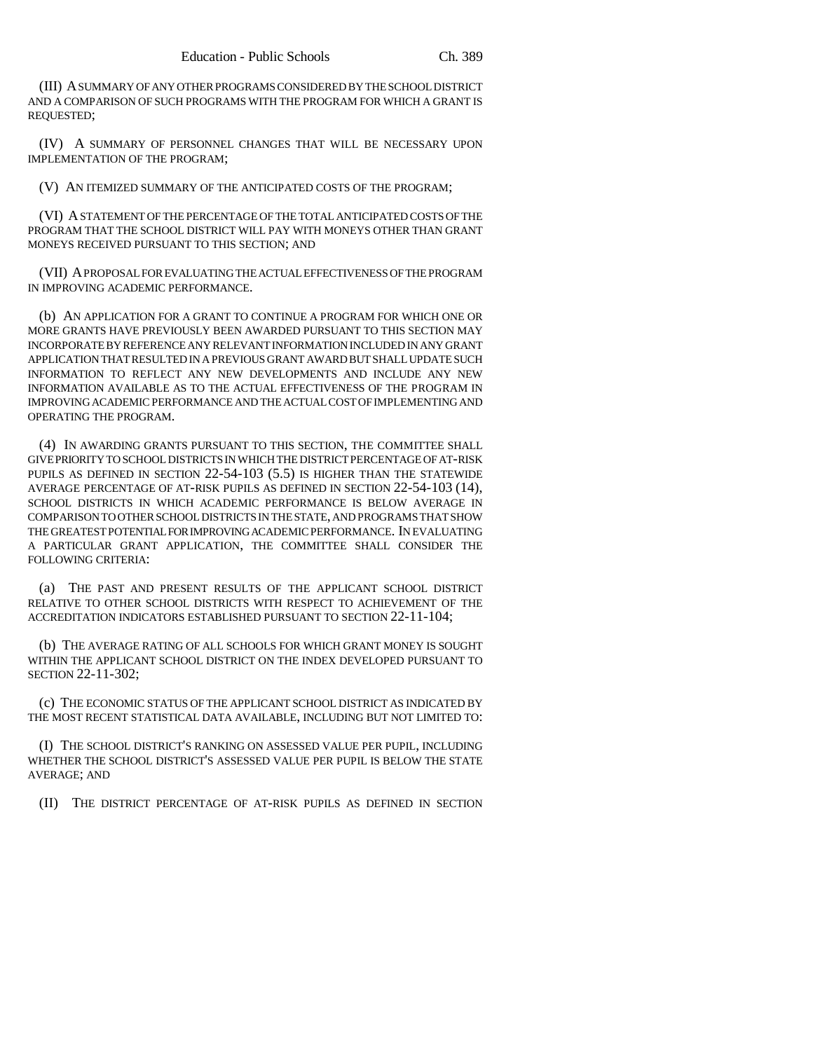(III) A SUMMARY OF ANY OTHER PROGRAMS CONSIDERED BY THE SCHOOL DISTRICT AND A COMPARISON OF SUCH PROGRAMS WITH THE PROGRAM FOR WHICH A GRANT IS REQUESTED;

(IV) A SUMMARY OF PERSONNEL CHANGES THAT WILL BE NECESSARY UPON IMPLEMENTATION OF THE PROGRAM;

(V) AN ITEMIZED SUMMARY OF THE ANTICIPATED COSTS OF THE PROGRAM;

(VI) A STATEMENT OF THE PERCENTAGE OF THE TOTAL ANTICIPATED COSTS OF THE PROGRAM THAT THE SCHOOL DISTRICT WILL PAY WITH MONEYS OTHER THAN GRANT MONEYS RECEIVED PURSUANT TO THIS SECTION; AND

(VII) A PROPOSAL FOR EVALUATING THE ACTUAL EFFECTIVENESS OF THE PROGRAM IN IMPROVING ACADEMIC PERFORMANCE.

(b) AN APPLICATION FOR A GRANT TO CONTINUE A PROGRAM FOR WHICH ONE OR MORE GRANTS HAVE PREVIOUSLY BEEN AWARDED PURSUANT TO THIS SECTION MAY INCORPORATE BY REFERENCE ANY RELEVANT INFORMATION INCLUDED IN ANY GRANT APPLICATION THAT RESULTED IN A PREVIOUS GRANT AWARD BUT SHALL UPDATE SUCH INFORMATION TO REFLECT ANY NEW DEVELOPMENTS AND INCLUDE ANY NEW INFORMATION AVAILABLE AS TO THE ACTUAL EFFECTIVENESS OF THE PROGRAM IN IMPROVING ACADEMIC PERFORMANCE AND THE ACTUAL COST OF IMPLEMENTING AND OPERATING THE PROGRAM.

(4) IN AWARDING GRANTS PURSUANT TO THIS SECTION, THE COMMITTEE SHALL GIVE PRIORITY TO SCHOOL DISTRICTS IN WHICH THE DISTRICT PERCENTAGE OF AT-RISK PUPILS AS DEFINED IN SECTION 22-54-103 (5.5) IS HIGHER THAN THE STATEWIDE AVERAGE PERCENTAGE OF AT-RISK PUPILS AS DEFINED IN SECTION 22-54-103 (14), SCHOOL DISTRICTS IN WHICH ACADEMIC PERFORMANCE IS BELOW AVERAGE IN COMPARISON TO OTHER SCHOOL DISTRICTS IN THE STATE, AND PROGRAMS THAT SHOW THE GREATEST POTENTIAL FOR IMPROVING ACADEMIC PERFORMANCE. IN EVALUATING A PARTICULAR GRANT APPLICATION, THE COMMITTEE SHALL CONSIDER THE FOLLOWING CRITERIA:

(a) THE PAST AND PRESENT RESULTS OF THE APPLICANT SCHOOL DISTRICT RELATIVE TO OTHER SCHOOL DISTRICTS WITH RESPECT TO ACHIEVEMENT OF THE ACCREDITATION INDICATORS ESTABLISHED PURSUANT TO SECTION 22-11-104;

(b) THE AVERAGE RATING OF ALL SCHOOLS FOR WHICH GRANT MONEY IS SOUGHT WITHIN THE APPLICANT SCHOOL DISTRICT ON THE INDEX DEVELOPED PURSUANT TO SECTION 22-11-302;

(c) THE ECONOMIC STATUS OF THE APPLICANT SCHOOL DISTRICT AS INDICATED BY THE MOST RECENT STATISTICAL DATA AVAILABLE, INCLUDING BUT NOT LIMITED TO:

(I) THE SCHOOL DISTRICT'S RANKING ON ASSESSED VALUE PER PUPIL, INCLUDING WHETHER THE SCHOOL DISTRICT'S ASSESSED VALUE PER PUPIL IS BELOW THE STATE AVERAGE; AND

(II) THE DISTRICT PERCENTAGE OF AT-RISK PUPILS AS DEFINED IN SECTION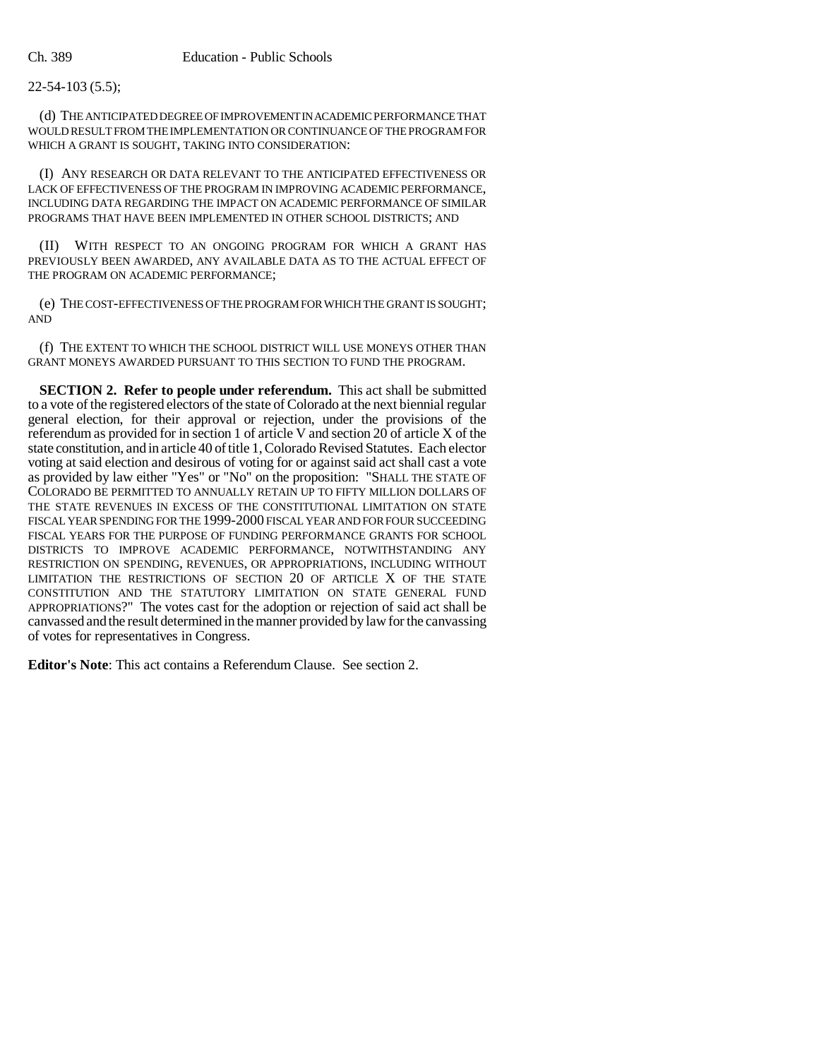22-54-103 (5.5);

(d) THE ANTICIPATED DEGREE OF IMPROVEMENT IN ACADEMIC PERFORMANCE THAT WOULD RESULT FROM THE IMPLEMENTATION OR CONTINUANCE OF THE PROGRAM FOR WHICH A GRANT IS SOUGHT, TAKING INTO CONSIDERATION:

(I) ANY RESEARCH OR DATA RELEVANT TO THE ANTICIPATED EFFECTIVENESS OR LACK OF EFFECTIVENESS OF THE PROGRAM IN IMPROVING ACADEMIC PERFORMANCE, INCLUDING DATA REGARDING THE IMPACT ON ACADEMIC PERFORMANCE OF SIMILAR PROGRAMS THAT HAVE BEEN IMPLEMENTED IN OTHER SCHOOL DISTRICTS; AND

(II) WITH RESPECT TO AN ONGOING PROGRAM FOR WHICH A GRANT HAS PREVIOUSLY BEEN AWARDED, ANY AVAILABLE DATA AS TO THE ACTUAL EFFECT OF THE PROGRAM ON ACADEMIC PERFORMANCE;

(e) THE COST-EFFECTIVENESS OF THE PROGRAM FOR WHICH THE GRANT IS SOUGHT; AND

(f) THE EXTENT TO WHICH THE SCHOOL DISTRICT WILL USE MONEYS OTHER THAN GRANT MONEYS AWARDED PURSUANT TO THIS SECTION TO FUND THE PROGRAM.

**SECTION 2. Refer to people under referendum.** This act shall be submitted to a vote of the registered electors of the state of Colorado at the next biennial regular general election, for their approval or rejection, under the provisions of the referendum as provided for in section 1 of article V and section 20 of article X of the state constitution, and in article 40 of title 1, Colorado Revised Statutes. Each elector voting at said election and desirous of voting for or against said act shall cast a vote as provided by law either "Yes" or "No" on the proposition: "SHALL THE STATE OF COLORADO BE PERMITTED TO ANNUALLY RETAIN UP TO FIFTY MILLION DOLLARS OF THE STATE REVENUES IN EXCESS OF THE CONSTITUTIONAL LIMITATION ON STATE FISCAL YEAR SPENDING FOR THE 1999-2000 FISCAL YEAR AND FOR FOUR SUCCEEDING FISCAL YEARS FOR THE PURPOSE OF FUNDING PERFORMANCE GRANTS FOR SCHOOL DISTRICTS TO IMPROVE ACADEMIC PERFORMANCE, NOTWITHSTANDING ANY RESTRICTION ON SPENDING, REVENUES, OR APPROPRIATIONS, INCLUDING WITHOUT LIMITATION THE RESTRICTIONS OF SECTION 20 OF ARTICLE X OF THE STATE CONSTITUTION AND THE STATUTORY LIMITATION ON STATE GENERAL FUND APPROPRIATIONS?" The votes cast for the adoption or rejection of said act shall be canvassed and the result determined in the manner provided by law for the canvassing of votes for representatives in Congress.

**Editor's Note**: This act contains a Referendum Clause. See section 2.